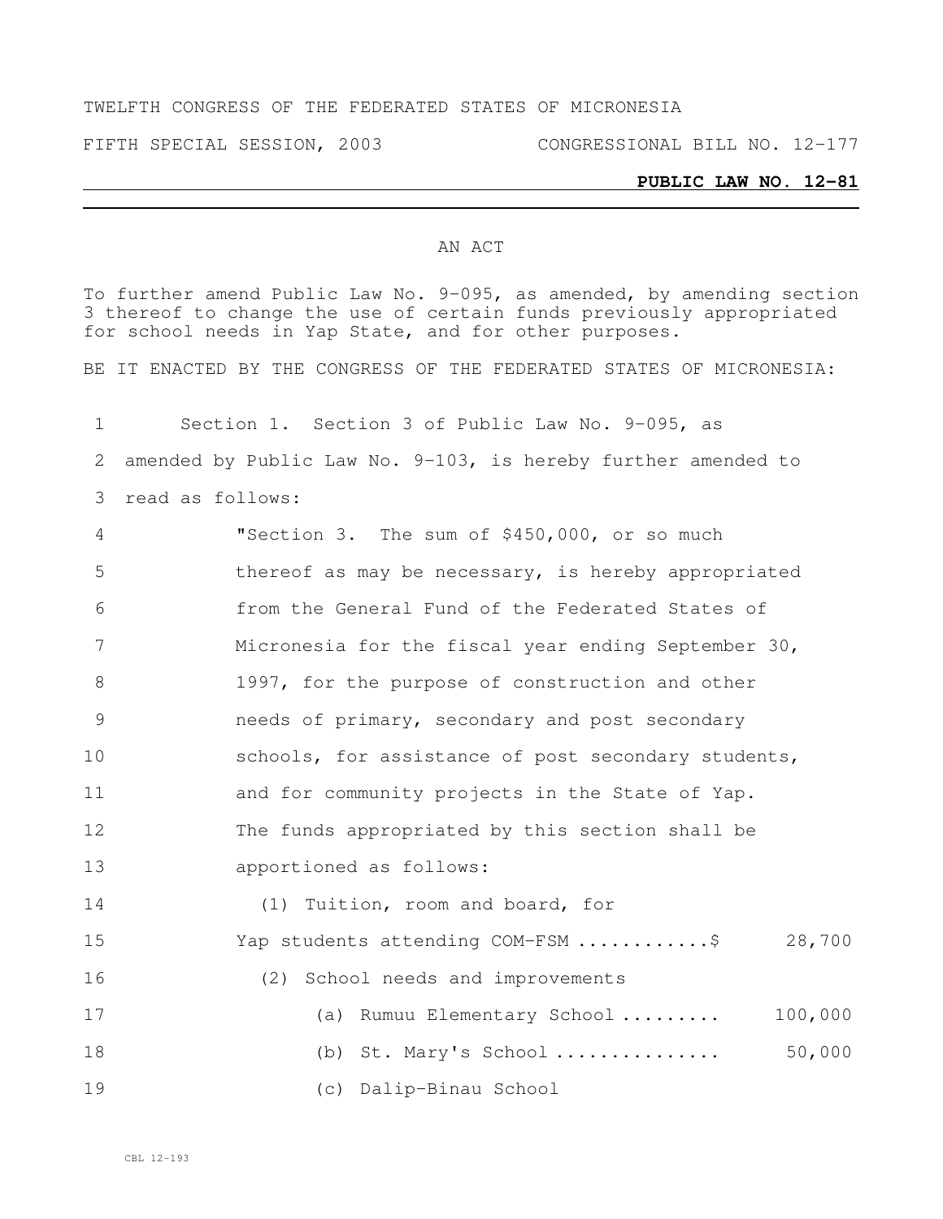TWELFTH CONGRESS OF THE FEDERATED STATES OF MICRONESIA

FIFTH SPECIAL SESSION, 2003 CONGRESSIONAL BILL NO. 12-177

**PUBLIC LAW NO. 12-81**

AN ACT

To further amend Public Law No. 9-095, as amended, by amending section 3 thereof to change the use of certain funds previously appropriated for school needs in Yap State, and for other purposes.

BE IT ENACTED BY THE CONGRESS OF THE FEDERATED STATES OF MICRONESIA:

Section 1. Section 3 of Public Law No. 9-095, as amended by Public Law No. 9-103, is hereby further amended to read as follows:

"Section 3. The sum of $450,000, or so much thereof as may be necessary, is hereby appropriated from the General Fund of the Federated States of Micronesia for the fiscal year ending September 30, 1997, for the purpose of construction and other needs of primary, secondary and post secondary schools, for assistance of post secondary students, and for community projects in the State of Yap. The funds appropriated by this section shall be apportioned as follows:

(1) Tuition, room and board, for Yap students attending COM-FSM ............$ 28,700

(2) School needs and improvements

(a) Rumuu Elementary School ......... 100,000

(b) St. Mary's School ............... 50,000

(c) Dalip-Binau School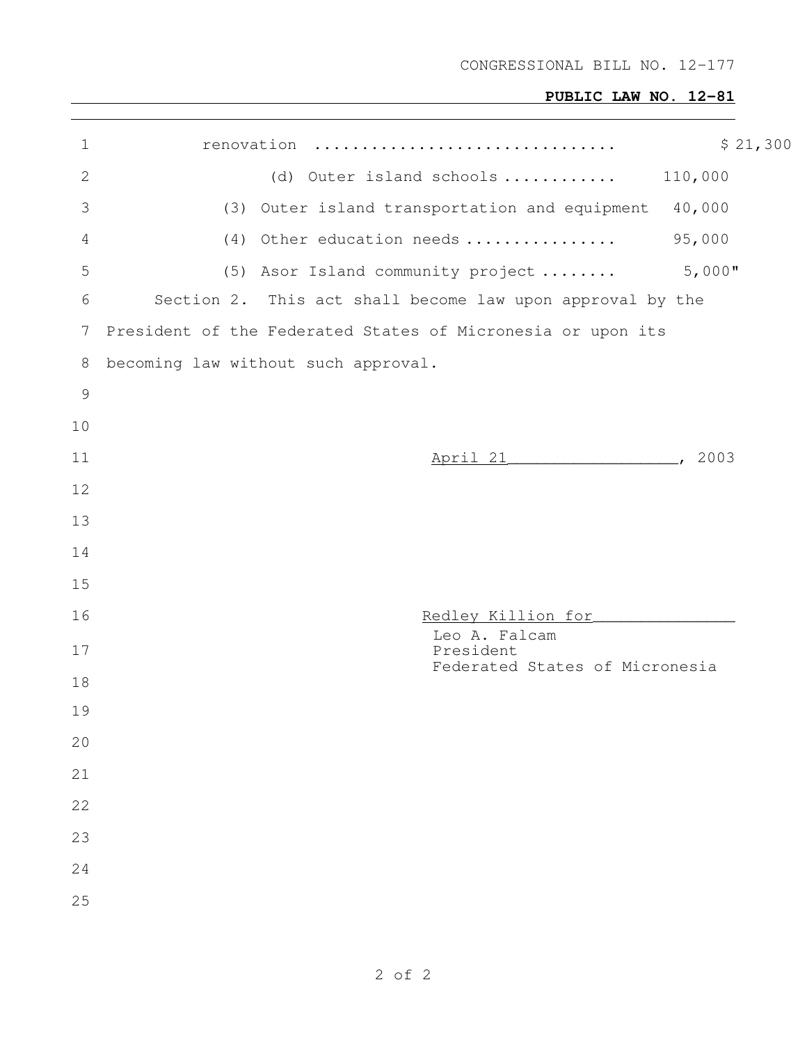CONGRESSIONAL BILL NO. 12-177

**PUBLIC LAW NO. 12-81**

renovation ................................ $ 21,300

(d) Outer island schools ............ 110,000

(3) Outer island transportation and equipment 40,000

(4) Other education needs ................ 95,000

(5) Asor Island community project ........ 5,000"

Section 2. This act shall become law upon approval by the President of the Federated States of Micronesia or upon its becoming law without such approval.

April 21, 2003

Redley Killion for
Leo A. Falcam
President
Federated States of Micronesia